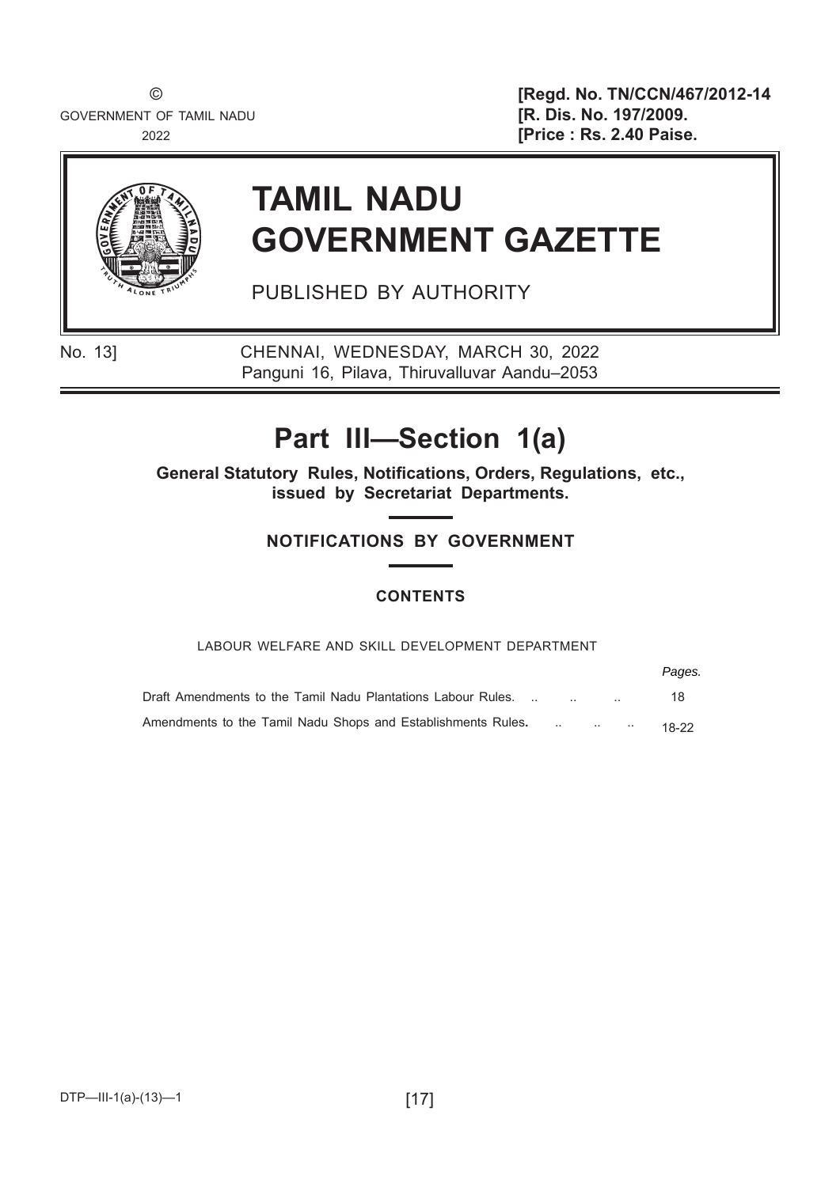©
GOVERNMENT OF TAMIL NADU
2022

**[Regd. No. TN/CCN/467/2012-14**
**[R. Dis. No. 197/2009.**
**[Price : Rs. 2.40 Paise.**

# TAMIL NADU GOVERNMENT GAZETTE

PUBLISHED BY AUTHORITY

No. 13] CHENNAI, WEDNESDAY, MARCH 30, 2022
Panguni 16, Pilava, Thiruvalluvar Aandu–2053

# Part III—Section 1(a)

**General Statutory Rules, Notifications, Orders, Regulations, etc., issued by Secretariat Departments.**

## NOTIFICATIONS BY GOVERNMENT

### CONTENTS

LABOUR WELFARE AND SKILL DEVELOPMENT DEPARTMENT

| | *Pages.* |
|---|---|
| Draft Amendments to the Tamil Nadu Plantations Labour Rules. .. .. .. | 18 |
| Amendments to the Tamil Nadu Shops and Establishments Rules. .. .. .. | 18-22 |

DTP—III-1(a)-(13)—1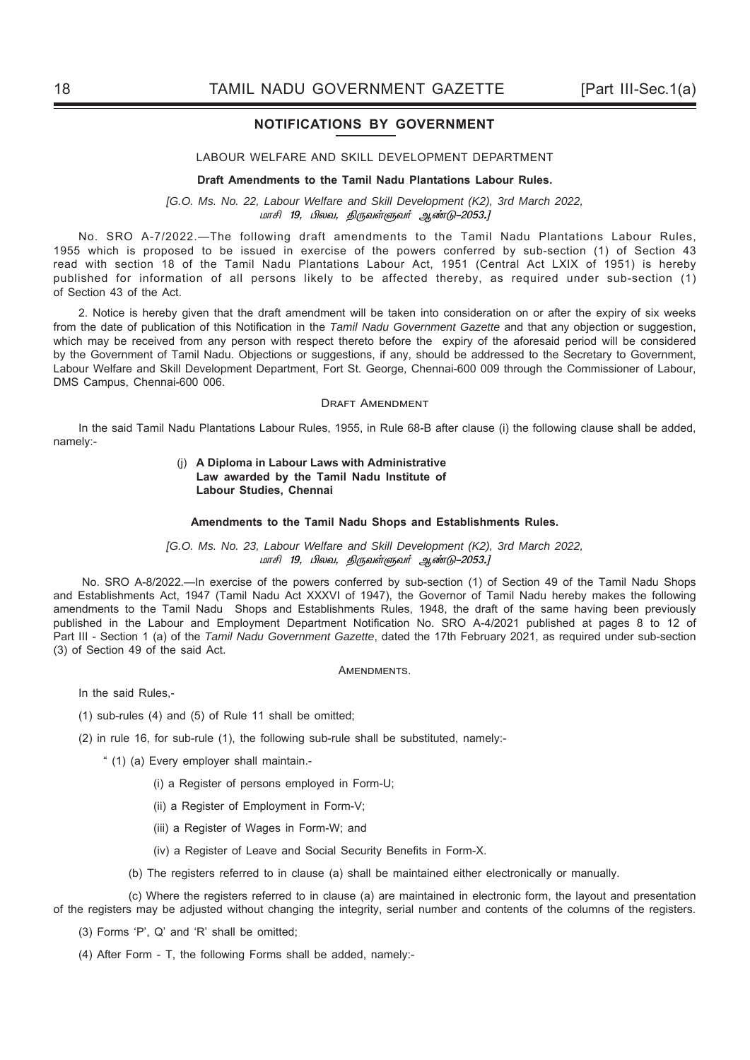## NOTIFICATIONS BY GOVERNMENT

LABOUR WELFARE AND SKILL DEVELOPMENT DEPARTMENT

### Draft Amendments to the Tamil Nadu Plantations Labour Rules.

*[G.O. Ms. No. 22, Labour Welfare and Skill Development (K2), 3rd March 2022,*
*மாசி 19, பிலவ, திருவள்ளுவர் ஆண்டு–2053.]*

No. SRO A-7/2022.—The following draft amendments to the Tamil Nadu Plantations Labour Rules, 1955 which is proposed to be issued in exercise of the powers conferred by sub-section (1) of Section 43 read with section 18 of the Tamil Nadu Plantations Labour Act, 1951 (Central Act LXIX of 1951) is hereby published for information of all persons likely to be affected thereby, as required under sub-section (1) of Section 43 of the Act.

2. Notice is hereby given that the draft amendment will be taken into consideration on or after the expiry of six weeks from the date of publication of this Notification in the *Tamil Nadu Government Gazette* and that any objection or suggestion, which may be received from any person with respect thereto before the expiry of the aforesaid period will be considered by the Government of Tamil Nadu. Objections or suggestions, if any, should be addressed to the Secretary to Government, Labour Welfare and Skill Development Department, Fort St. George, Chennai-600 009 through the Commissioner of Labour, DMS Campus, Chennai-600 006.

DRAFT AMENDMENT

In the said Tamil Nadu Plantations Labour Rules, 1955, in Rule 68-B after clause (i) the following clause shall be added, namely:-

(j) **A Diploma in Labour Laws with Administrative Law awarded by the Tamil Nadu Institute of Labour Studies, Chennai**

### Amendments to the Tamil Nadu Shops and Establishments Rules.

*[G.O. Ms. No. 23, Labour Welfare and Skill Development (K2), 3rd March 2022,*
*மாசி 19, பிலவ, திருவள்ளுவர் ஆண்டு–2053.]*

No. SRO A-8/2022.—In exercise of the powers conferred by sub-section (1) of Section 49 of the Tamil Nadu Shops and Establishments Act, 1947 (Tamil Nadu Act XXXVI of 1947), the Governor of Tamil Nadu hereby makes the following amendments to the Tamil Nadu Shops and Establishments Rules, 1948, the draft of the same having been previously published in the Labour and Employment Department Notification No. SRO A-4/2021 published at pages 8 to 12 of Part III - Section 1 (a) of the *Tamil Nadu Government Gazette*, dated the 17th February 2021, as required under sub-section (3) of Section 49 of the said Act.

AMENDMENTS.

In the said Rules,-

(1) sub-rules (4) and (5) of Rule 11 shall be omitted;

(2) in rule 16, for sub-rule (1), the following sub-rule shall be substituted, namely:-

" (1) (a) Every employer shall maintain.-

(i) a Register of persons employed in Form-U;

(ii) a Register of Employment in Form-V;

(iii) a Register of Wages in Form-W; and

(iv) a Register of Leave and Social Security Benefits in Form-X.

(b) The registers referred to in clause (a) shall be maintained either electronically or manually.

(c) Where the registers referred to in clause (a) are maintained in electronic form, the layout and presentation of the registers may be adjusted without changing the integrity, serial number and contents of the columns of the registers.

(3) Forms 'P', Q' and 'R' shall be omitted;

(4) After Form - T, the following Forms shall be added, namely:-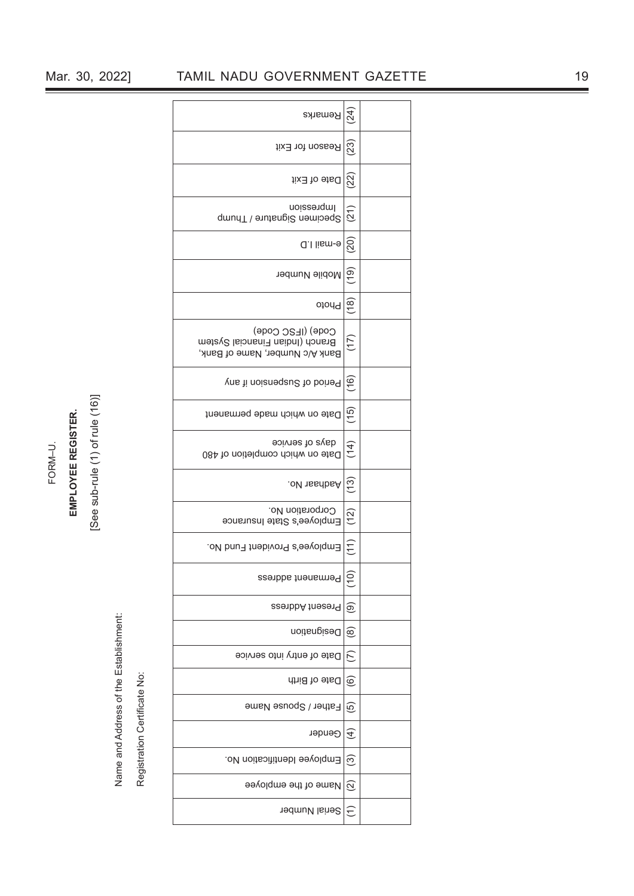FORM–U.

**EMPLOYEE REGISTER.**

[See sub-rule (1) of rule (16)]

Name and Address of the Establishment:

Registration Certificate No:

| Serial Number | Name of the employee | Employee Identification No. | Gender | Father / Spouse Name | Date of Birth | Date of entry into service | Designation | Present Address | Permanent address | Employee's Provident Fund No. | Employee's State Insurance Corporation No. | Aadhaar No. | Date on which completion of 480 days of service | Date on which made permanent | Period of Suspension if any | Bank A/c Number, Name of Bank, Branch (Indian Financial System Code) (IFSC Code) | Photo | Mobile Number | e-mail I.D | Specimen Signature / Thump Impression | Date of Exit | Reason for Exit | Remarks |
|---|---|---|---|---|---|---|---|---|---|---|---|---|---|---|---|---|---|---|---|---|---|---|---|
| (1) | (2) | (3) | (4) | (5) | (6) | (7) | (8) | (9) | (10) | (11) | (12) | (13) | (14) | (15) | (16) | (17) | (18) | (19) | (20) | (21) | (22) | (23) | (24) |
| | | | | | | | | | | | | | | | | | | | | | | | |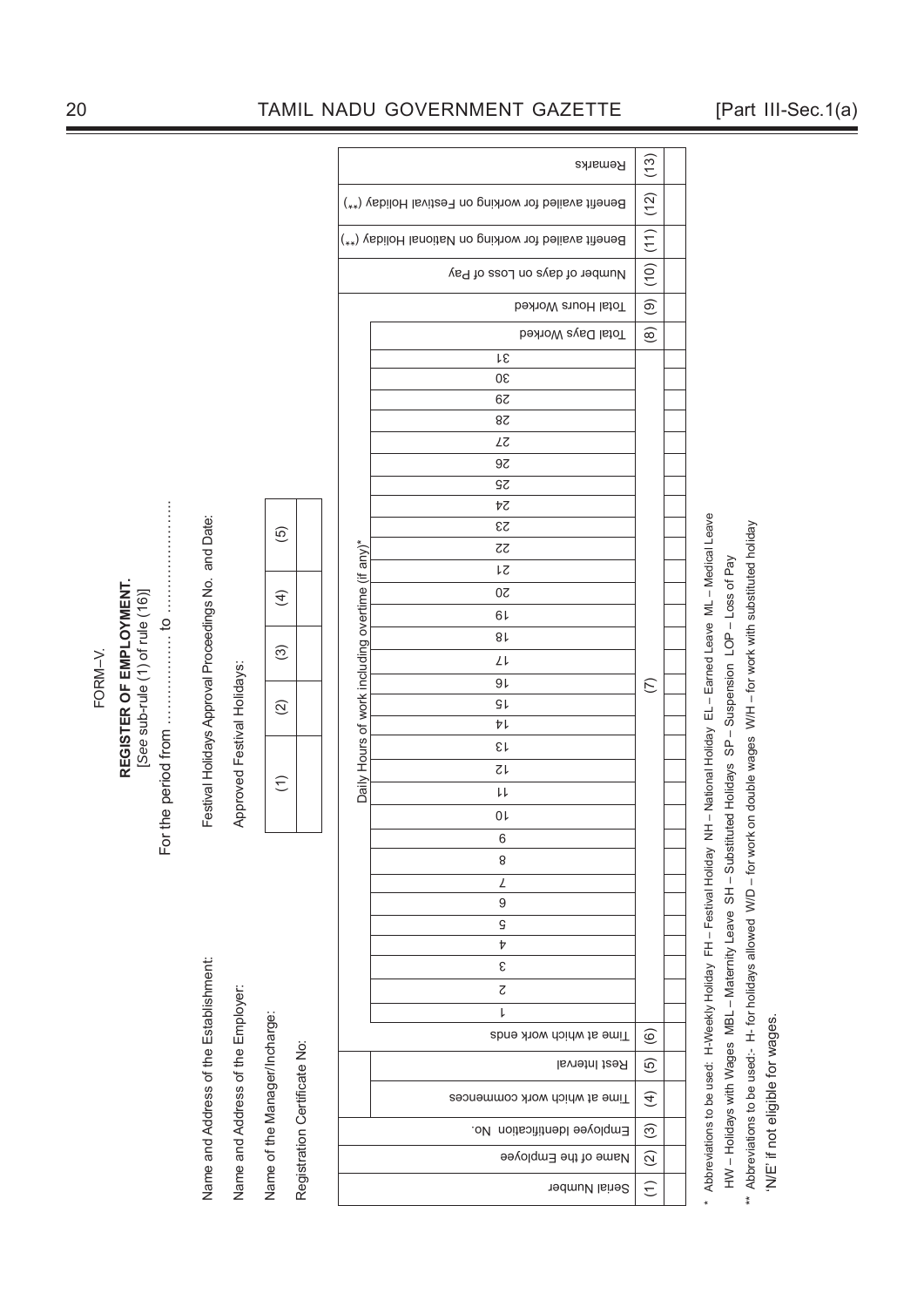FORM–V.

**REGISTER OF EMPLOYMENT.**

[See sub-rule (1) of rule (16)]

For the period from .................. to .......................

Name and Address of the Establishment:

Name and Address of the Employer:

Name of the Manager/Incharge:

Registration Certificate No:

Festival Holidays Approval Proceedings No. and Date:

Approved Festival Holidays:

| (1) | (2) | (3) | (4) | (5) |
|---|---|---|---|---|
| | | | | |

| Serial Number | Name of the Employee | Employee Identification No. | Time at which work commences | Rest Interval | Time at which work ends | Daily Hours of work including overtime (if any)* | | | | | | | | | | | | | | | | | | | | | | | | | | | | | | | Total Days Worked | Total Hours Worked | Number of days on Loss of Pay | Benefit availed for working on National Holiday (**) | Benefit availed for working on Festival Holiday (**) | Remarks |
|---|---|---|---|---|---|---|---|---|---|---|---|---|---|---|---|---|---|---|---|---|---|---|---|---|---|---|---|---|---|---|---|---|---|---|---|---|---|---|---|---|---|---|
| | | | | | | 1 | 2 | 3 | 4 | 5 | 6 | 7 | 8 | 9 | 10 | 11 | 12 | 13 | 14 | 15 | 16 | 17 | 18 | 19 | 20 | 21 | 22 | 23 | 24 | 25 | 26 | 27 | 28 | 29 | 30 | 31 | | | | | | |
| (1) | (2) | (3) | (4) | (5) | (6) | (7) | | | | | | | | | | | | | | | | | | | | | | | | | | | | | | | (8) | (9) | (10) | (11) | (12) | (13) |
| | | | | | | | | | | | | | | | | | | | | | | | | | | | | | | | | | | | | | | | | | | |

\* Abbreviations to be used: H-Weekly Holiday FH – Festival Holiday NH – National Holiday EL – Earned Leave ML – Medical Leave HW – Holidays with Wages MBL – Maternity Leave SH – Substituted Holidays SP – Suspension LOP – Loss of Pay

\*\* Abbreviations to be used:- H- for holidays allowed W/D – for work on double wages W/H – for work with substituted holiday 'N/E' if not eligible for wages.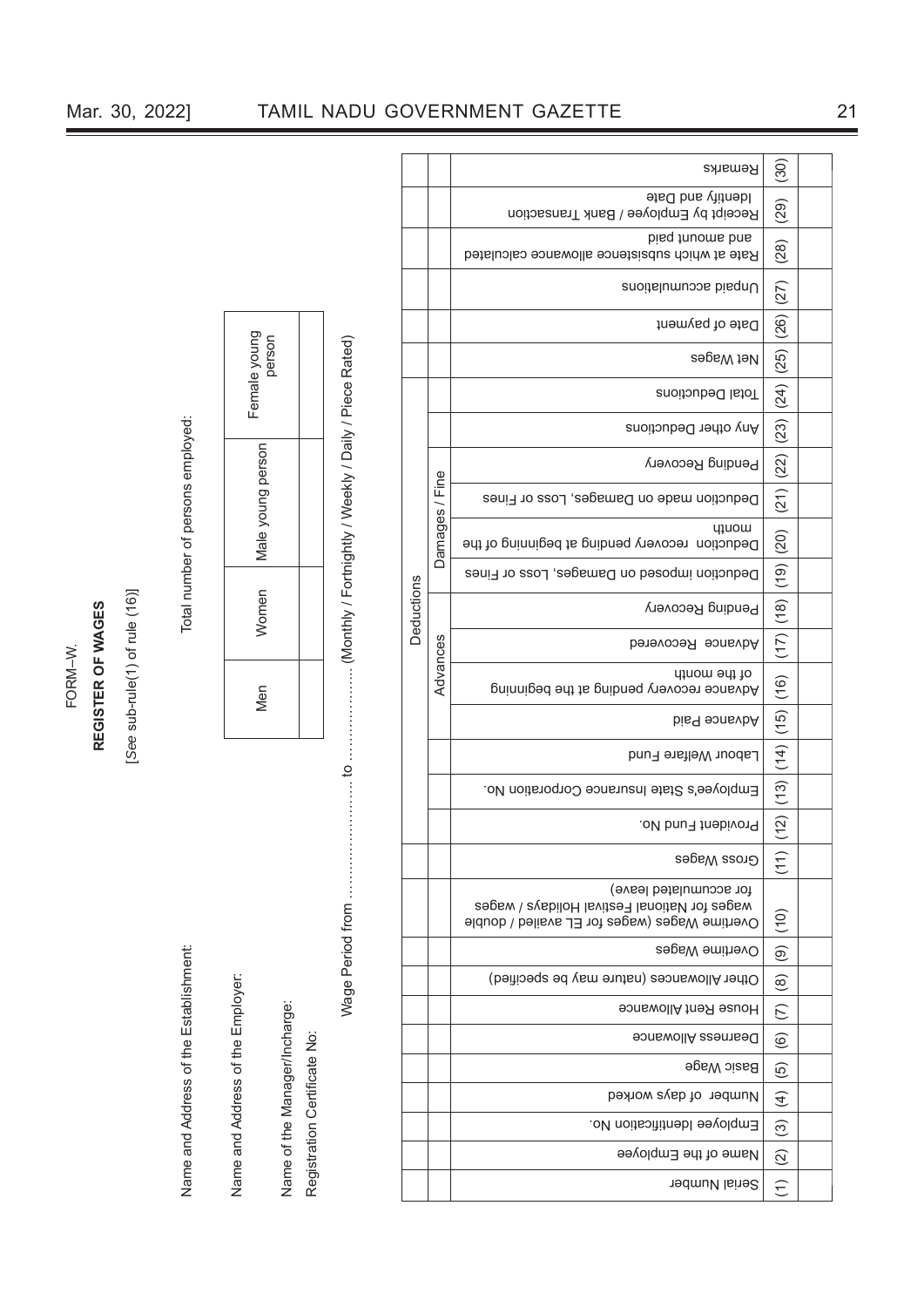FORM–W.

**REGISTER OF WAGES**

[See sub-rule(1) of rule (16)]

Name and Address of the Establishment:

Name and Address of the Employer:

Name of the Manager/Incharge:

Registration Certificate No:

Total number of persons employed:

| Men | Women | Male young person | Female young person |
|---|---|---|---|
| | | | |

Wage Period from ........................ to ........................ (Monthly / Fortnightly / Weekly / Daily / Piece Rated)

| Serial Number | Name of the Employee | Employee Identification No. | Number of days worked | Basic Wage | Dearness Allowance | House Rent Allowance | Other Allowances (nature may be specified) | Overtime Wages | Overtime Wages (wages for EL availed / double wages for National Festival Holidays / wages for accumulated leave) | Gross Wages | Deductions | | | | | | | | | | | | | Net Wages | Date of payment | Unpaid accumulations | Rate at which subsistence allowance calculated and amount paid | Receipt by Employee / Bank Transaction Identify and Date | Remarks |
|---|---|---|---|---|---|---|---|---|---|---|---|---|---|---|---|---|---|---|---|---|---|---|---|---|---|---|---|---|---|
| | | | | | | | | | | | | | | Advances | | | | Damages / Fine | | | | | | | | | | | |
| | | | | | | | | | | | Provident Fund No. | Employee's State Insurance Corporation No. | Labour Welfare Fund | Advance Paid | Advance recovery pending at the beginning of the month | Advance Recovered | Pending Recovery | Deduction imposed on Damages, Loss or Fines | Deduction recovery pending at beginning of the month | Deduction made on Damages, Loss or Fines | Pending Recovery | Any other Deductions | Total Deductions | | | | | | |
| (1) | (2) | (3) | (4) | (5) | (6) | (7) | (8) | (9) | (10) | (11) | (12) | (13) | (14) | (15) | (16) | (17) | (18) | (19) | (20) | (21) | (22) | (23) | (24) | (25) | (26) | (27) | (28) | (29) | (30) |
| | | | | | | | | | | | | | | | | | | | | | | | | | | | | | |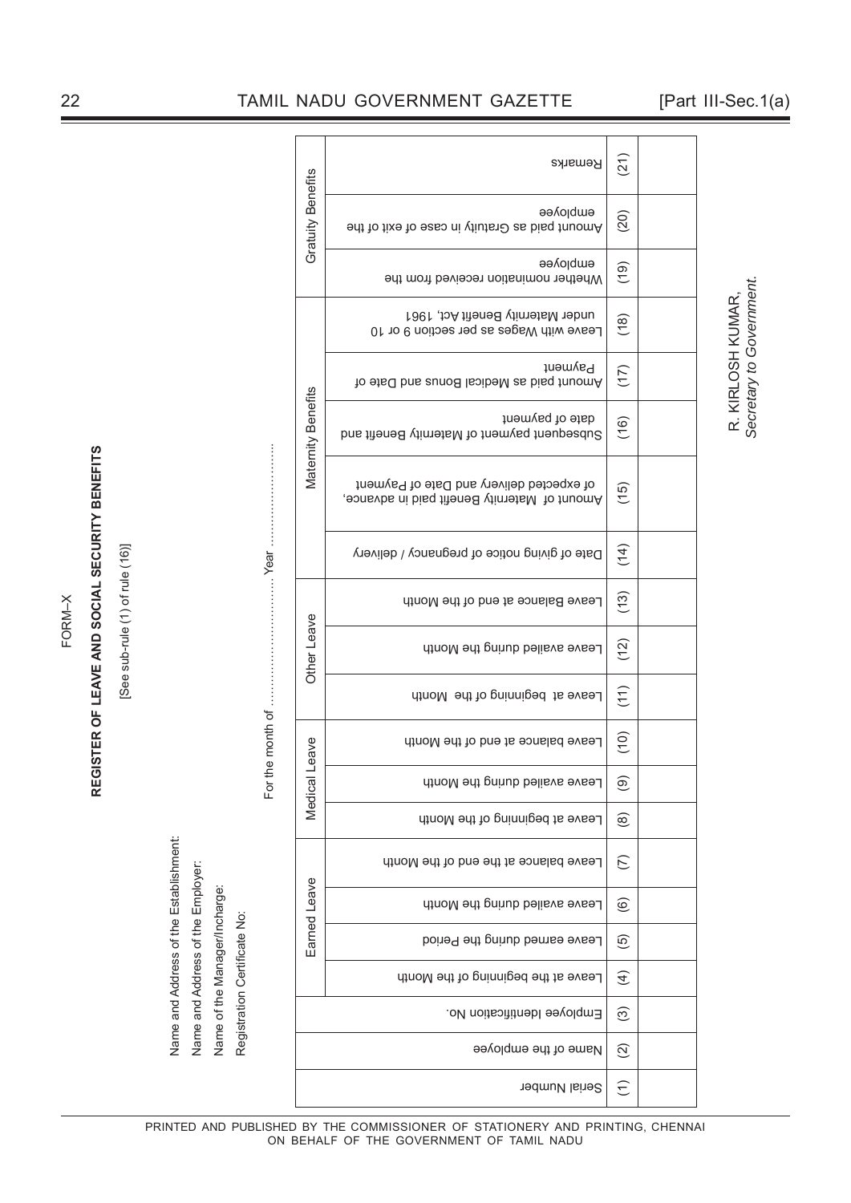FORM–X

**REGISTER OF LEAVE AND SOCIAL SECURITY BENEFITS**

[See sub-rule (1) of rule (16)]

Name and Address of the Establishment:

Name and Address of the Employer:

Name of the Manager/Incharge:

Registration Certificate No:

For the month of ................................ Year ..........................

| | | | Earned Leave | | | | Medical Leave | | | Other Leave | | | Maternity Benefits | | | | | Gratuity Benefits | | |
|---|---|---|---|---|---|---|---|---|---|---|---|---|---|---|---|---|---|---|---|---|
| Serial Number | Name of the employee | Employee Identification No. | Leave at the beginning of the Month | Leave earned during the Period | Leave availed during the Month | Leave balance at the end of the Month | Leave at beginning of the Month | Leave availed during the Month | Leave balance at end of the Month | Leave at beginning of the Month | Leave availed during the Month | Leave Balance at end of the Month | Date of giving notice of pregnancy / delivery | Amount of Maternity Benefit paid in advance, of expected delivery and Date of Payment | Subsequent payment of Maternity Benefit and date of payment | Amount paid as Medical Bonus and Date of Payment | Leave with Wages as per section 9 or 10 under Maternity Benefit Act, 1961 | Whether nomination received from the employee | Amount paid as Gratuity in case of exit of the employee | Remarks |
| (1) | (2) | (3) | (4) | (5) | (6) | (7) | (8) | (9) | (10) | (11) | (12) | (13) | (14) | (15) | (16) | (17) | (18) | (19) | (20) | (21) |
| | | | | | | | | | | | | | | | | | | | | |

R. KIRLOSH KUMAR,
*Secretary to Government.*

PRINTED AND PUBLISHED BY THE COMMISSIONER OF STATIONERY AND PRINTING, CHENNAI ON BEHALF OF THE GOVERNMENT OF TAMIL NADU